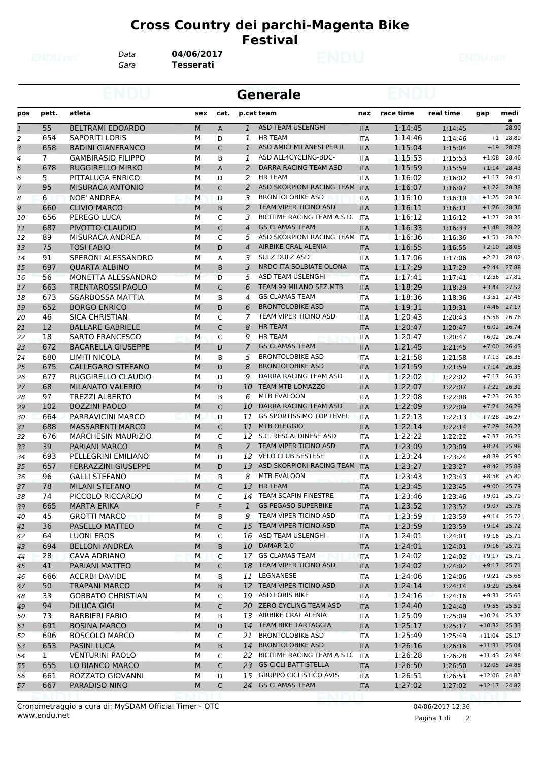# Cross Country dei parchi-Magenta Bike Festival

Data **04/06/2017**
Gara **Tesserati**

## Generale

| pos | pett. | atleta | sex | cat. | p.cat | team | naz | race time | real time | gap | media |
|---|---|---|---|---|---|---|---|---|---|---|---|
| 1 | 55 | BELTRAMI EDOARDO | M | A | 1 | ASD TEAM USLENGHI | ITA | 1:14:45 | 1:14:45 | | 28.90 |
| 2 | 654 | SAPORITI LORIS | M | D | 1 | HR TEAM | ITA | 1:14:46 | 1:14:46 | +1 | 28.89 |
| 3 | 658 | BADINI GIANFRANCO | M | C | 1 | ASD AMICI MILANESI PER IL | ITA | 1:15:04 | 1:15:04 | +19 | 28.78 |
| 4 | 7 | GAMBIRASIO FILIPPO | M | B | 1 | ASD ALL4CYCLING-BDC- | ITA | 1:15:53 | 1:15:53 | +1:08 | 28.46 |
| 5 | 678 | RUGGIRELLO MIRKO | M | A | 2 | DARRA RACING TEAM ASD | ITA | 1:15:59 | 1:15:59 | +1:14 | 28.43 |
| 6 | 5 | PITTALUGA ENRICO | M | D | 2 | HR TEAM | ITA | 1:16:02 | 1:16:02 | +1:17 | 28.41 |
| 7 | 95 | MISURACA ANTONIO | M | C | 2 | ASD SKORPIONI RACING TEAM | ITA | 1:16:07 | 1:16:07 | +1:22 | 28.38 |
| 8 | 6 | NOE' ANDREA | M | D | 3 | BRONTOLOBIKE ASD | ITA | 1:16:10 | 1:16:10 | +1:25 | 28.36 |
| 9 | 660 | CLIVIO MARCO | M | B | 2 | TEAM VIPER TICINO ASD | ITA | 1:16:11 | 1:16:11 | +1:26 | 28.36 |
| 10 | 656 | PEREGO LUCA | M | C | 3 | BICITIME RACING TEAM A.S.D. | ITA | 1:16:12 | 1:16:12 | +1:27 | 28.35 |
| 11 | 687 | PIVOTTO CLAUDIO | M | C | 4 | GS CLAMAS TEAM | ITA | 1:16:33 | 1:16:33 | +1:48 | 28.22 |
| 12 | 89 | MISURACA ANDREA | M | C | 5 | ASD SKORPIONI RACING TEAM | ITA | 1:16:36 | 1:16:36 | +1:51 | 28.20 |
| 13 | 75 | TOSI FABIO | M | D | 4 | AIRBIKE CRAL ALENIA | ITA | 1:16:55 | 1:16:55 | +2:10 | 28.08 |
| 14 | 91 | SPERONI ALESSANDRO | M | A | 3 | SULZ DULZ ASD | ITA | 1:17:06 | 1:17:06 | +2:21 | 28.02 |
| 15 | 697 | QUARTA ALBINO | M | B | 3 | NRDC-ITA SOLBIATE OLONA | ITA | 1:17:29 | 1:17:29 | +2:44 | 27.88 |
| 16 | 56 | MONETTA ALESSANDRO | M | D | 5 | ASD TEAM USLENGHI | ITA | 1:17:41 | 1:17:41 | +2:56 | 27.81 |
| 17 | 663 | TRENTAROSSI PAOLO | M | C | 6 | TEAM 99 MILANO SEZ.MTB | ITA | 1:18:29 | 1:18:29 | +3:44 | 27.52 |
| 18 | 673 | SGARBOSSA MATTIA | M | B | 4 | GS CLAMAS TEAM | ITA | 1:18:36 | 1:18:36 | +3:51 | 27.48 |
| 19 | 652 | BORGO ENRICO | M | D | 6 | BRONTOLOBIKE ASD | ITA | 1:19:31 | 1:19:31 | +4:46 | 27.17 |
| 20 | 46 | SICA CHRISTIAN | M | C | 7 | TEAM VIPER TICINO ASD | ITA | 1:20:43 | 1:20:43 | +5:58 | 26.76 |
| 21 | 12 | BALLARE GABRIELE | M | C | 8 | HR TEAM | ITA | 1:20:47 | 1:20:47 | +6:02 | 26.74 |
| 22 | 18 | SARTO FRANCESCO | M | C | 9 | HR TEAM | ITA | 1:20:47 | 1:20:47 | +6:02 | 26.74 |
| 23 | 672 | BACARELLA GIUSEPPE | M | D | 7 | GS CLAMAS TEAM | ITA | 1:21:45 | 1:21:45 | +7:00 | 26.43 |
| 24 | 680 | LIMITI NICOLA | M | B | 5 | BRONTOLOBIKE ASD | ITA | 1:21:58 | 1:21:58 | +7:13 | 26.35 |
| 25 | 675 | CALLEGARO STEFANO | M | D | 8 | BRONTOLOBIKE ASD | ITA | 1:21:59 | 1:21:59 | +7:14 | 26.35 |
| 26 | 677 | RUGGIRELLO CLAUDIO | M | D | 9 | DARRA RACING TEAM ASD | ITA | 1:22:02 | 1:22:02 | +7:17 | 26.33 |
| 27 | 68 | MILANATO VALERIO | M | D | 10 | TEAM MTB LOMAZZO | ITA | 1:22:07 | 1:22:07 | +7:22 | 26.31 |
| 28 | 97 | TREZZI ALBERTO | M | B | 6 | MTB EVALOON | ITA | 1:22:08 | 1:22:08 | +7:23 | 26.30 |
| 29 | 102 | BOZZINI PAOLO | M | C | 10 | DARRA RACING TEAM ASD | ITA | 1:22:09 | 1:22:09 | +7:24 | 26.29 |
| 30 | 664 | PARRAVICINI MARCO | M | D | 11 | GS SPORTISSIMO TOP LEVEL | ITA | 1:22:13 | 1:22:13 | +7:28 | 26.27 |
| 31 | 688 | MASSARENTI MARCO | M | C | 11 | MTB OLEGGIO | ITA | 1:22:14 | 1:22:14 | +7:29 | 26.27 |
| 32 | 676 | MARCHESIN MAURIZIO | M | C | 12 | S.C. RESCALDINESE ASD | ITA | 1:22:22 | 1:22:22 | +7:37 | 26.23 |
| 33 | 39 | PARIANI MARCO | M | B | 7 | TEAM VIPER TICINO ASD | ITA | 1:23:09 | 1:23:09 | +8:24 | 25.98 |
| 34 | 693 | PELLEGRINI EMILIANO | M | D | 12 | VELO CLUB SESTESE | ITA | 1:23:24 | 1:23:24 | +8:39 | 25.90 |
| 35 | 657 | FERRAZZINI GIUSEPPE | M | D | 13 | ASD SKORPIONI RACING TEAM | ITA | 1:23:27 | 1:23:27 | +8:42 | 25.89 |
| 36 | 96 | GALLI STEFANO | M | B | 8 | MTB EVALOON | ITA | 1:23:43 | 1:23:43 | +8:58 | 25.80 |
| 37 | 78 | MILANI STEFANO | M | C | 13 | HR TEAM | ITA | 1:23:45 | 1:23:45 | +9:00 | 25.79 |
| 38 | 74 | PICCOLO RICCARDO | M | C | 14 | TEAM SCAPIN FINESTRE | ITA | 1:23:46 | 1:23:46 | +9:01 | 25.79 |
| 39 | 665 | MARTA ERIKA | F | E | 1 | GS PEGASO SUPERBIKE | ITA | 1:23:52 | 1:23:52 | +9:07 | 25.76 |
| 40 | 45 | GROTTI MARCO | M | B | 9 | TEAM VIPER TICINO ASD | ITA | 1:23:59 | 1:23:59 | +9:14 | 25.72 |
| 41 | 36 | PASELLO MATTEO | M | C | 15 | TEAM VIPER TICINO ASD | ITA | 1:23:59 | 1:23:59 | +9:14 | 25.72 |
| 42 | 64 | LUONI EROS | M | C | 16 | ASD TEAM USLENGHI | ITA | 1:24:01 | 1:24:01 | +9:16 | 25.71 |
| 43 | 694 | BELLONI ANDREA | M | B | 10 | DAMAR 2.0 | ITA | 1:24:01 | 1:24:01 | +9:16 | 25.71 |
| 44 | 28 | CAVA ADRIANO | M | C | 17 | GS CLAMAS TEAM | ITA | 1:24:02 | 1:24:02 | +9:17 | 25.71 |
| 45 | 41 | PARIANI MATTEO | M | C | 18 | TEAM VIPER TICINO ASD | ITA | 1:24:02 | 1:24:02 | +9:17 | 25.71 |
| 46 | 666 | ACERBI DAVIDE | M | B | 11 | LEGNANESE | ITA | 1:24:06 | 1:24:06 | +9:21 | 25.68 |
| 47 | 50 | TRAPANI MARCO | M | B | 12 | TEAM VIPER TICINO ASD | ITA | 1:24:14 | 1:24:14 | +9:29 | 25.64 |
| 48 | 33 | GOBBATO CHRISTIAN | M | C | 19 | ASD LORIS BIKE | ITA | 1:24:16 | 1:24:16 | +9:31 | 25.63 |
| 49 | 94 | DILUCA GIGI | M | C | 20 | ZERO CYCLING TEAM ASD | ITA | 1:24:40 | 1:24:40 | +9:55 | 25.51 |
| 50 | 73 | BARBIERI FABIO | M | B | 13 | AIRBIKE CRAL ALENIA | ITA | 1:25:09 | 1:25:09 | +10:24 | 25.37 |
| 51 | 691 | BOSINA MARCO | M | D | 14 | TEAM BIKE TARTAGGIA | ITA | 1:25:17 | 1:25:17 | +10:32 | 25.33 |
| 52 | 696 | BOSCOLO MARCO | M | C | 21 | BRONTOLOBIKE ASD | ITA | 1:25:49 | 1:25:49 | +11:04 | 25.17 |
| 53 | 653 | PASINI LUCA | M | B | 14 | BRONTOLOBIKE ASD | ITA | 1:26:16 | 1:26:16 | +11:31 | 25.04 |
| 54 | 1 | VENTURINI PAOLO | M | C | 22 | BICITIME RACING TEAM A.S.D. | ITA | 1:26:28 | 1:26:28 | +11:43 | 24.98 |
| 55 | 655 | LO BIANCO MARCO | M | C | 23 | GS CICLI BATTISTELLA | ITA | 1:26:50 | 1:26:50 | +12:05 | 24.88 |
| 56 | 661 | ROZZATO GIOVANNI | M | D | 15 | GRUPPO CICLISTICO AVIS | ITA | 1:26:51 | 1:26:51 | +12:06 | 24.87 |
| 57 | 667 | PARADISO NINO | M | C | 24 | GS CLAMAS TEAM | ITA | 1:27:02 | 1:27:02 | +12:17 | 24.82 |

Cronometraggio a cura di: MySDAM Official Timer - OTC
www.endu.net

04/06/2017 12:36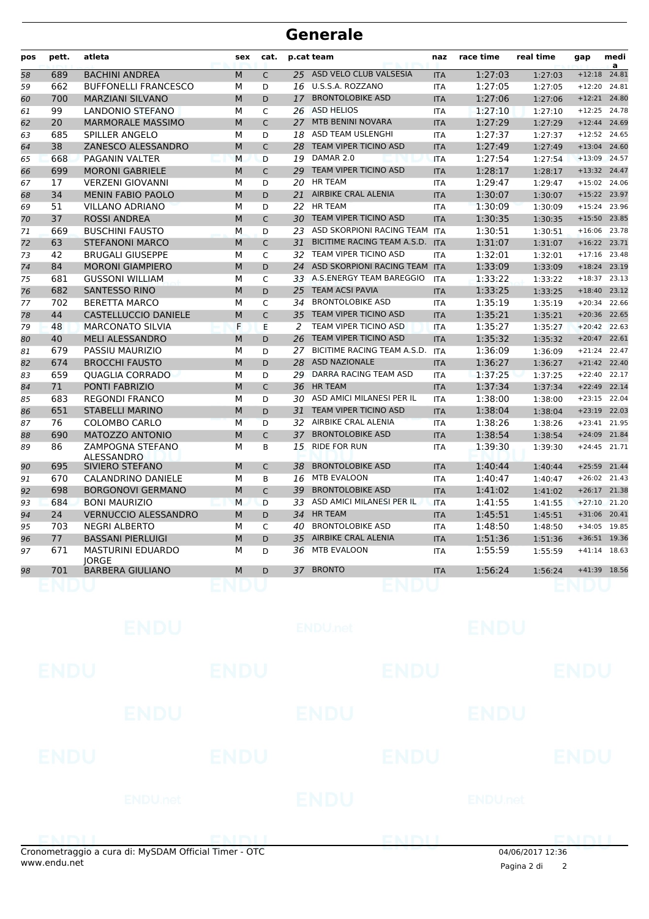# Generale

| pos | pett. | atleta | sex | cat. | p.cat | team | naz | race time | real time | gap | media |
|---|---|---|---|---|---|---|---|---|---|---|---|
| 58 | 689 | BACHINI ANDREA | M | C | 25 | ASD VELO CLUB VALSESIA | ITA | 1:27:03 | 1:27:03 | +12:18 | 24.81 |
| 59 | 662 | BUFFONELLI FRANCESCO | M | D | 16 | U.S.S.A. ROZZANO | ITA | 1:27:05 | 1:27:05 | +12:20 | 24.81 |
| 60 | 700 | MARZIANI SILVANO | M | D | 17 | BRONTOLOBIKE ASD | ITA | 1:27:06 | 1:27:06 | +12:21 | 24.80 |
| 61 | 99 | LANDONIO STEFANO | M | C | 26 | ASD HELIOS | ITA | 1:27:10 | 1:27:10 | +12:25 | 24.78 |
| 62 | 20 | MARMORALE MASSIMO | M | C | 27 | MTB BENINI NOVARA | ITA | 1:27:29 | 1:27:29 | +12:44 | 24.69 |
| 63 | 685 | SPILLER ANGELO | M | D | 18 | ASD TEAM USLENGHI | ITA | 1:27:37 | 1:27:37 | +12:52 | 24.65 |
| 64 | 38 | ZANESCO ALESSANDRO | M | C | 28 | TEAM VIPER TICINO ASD | ITA | 1:27:49 | 1:27:49 | +13:04 | 24.60 |
| 65 | 668 | PAGANIN VALTER | M | D | 19 | DAMAR 2.0 | ITA | 1:27:54 | 1:27:54 | +13:09 | 24.57 |
| 66 | 699 | MORONI GABRIELE | M | C | 29 | TEAM VIPER TICINO ASD | ITA | 1:28:17 | 1:28:17 | +13:32 | 24.47 |
| 67 | 17 | VERZENI GIOVANNI | M | D | 20 | HR TEAM | ITA | 1:29:47 | 1:29:47 | +15:02 | 24.06 |
| 68 | 34 | MENIN FABIO PAOLO | M | D | 21 | AIRBIKE CRAL ALENIA | ITA | 1:30:07 | 1:30:07 | +15:22 | 23.97 |
| 69 | 51 | VILLANO ADRIANO | M | D | 22 | HR TEAM | ITA | 1:30:09 | 1:30:09 | +15:24 | 23.96 |
| 70 | 37 | ROSSI ANDREA | M | C | 30 | TEAM VIPER TICINO ASD | ITA | 1:30:35 | 1:30:35 | +15:50 | 23.85 |
| 71 | 669 | BUSCHINI FAUSTO | M | D | 23 | ASD SKORPIONI RACING TEAM | ITA | 1:30:51 | 1:30:51 | +16:06 | 23.78 |
| 72 | 63 | STEFANONI MARCO | M | C | 31 | BICITIME RACING TEAM A.S.D. | ITA | 1:31:07 | 1:31:07 | +16:22 | 23.71 |
| 73 | 42 | BRUGALI GIUSEPPE | M | C | 32 | TEAM VIPER TICINO ASD | ITA | 1:32:01 | 1:32:01 | +17:16 | 23.48 |
| 74 | 84 | MORONI GIAMPIERO | M | D | 24 | ASD SKORPIONI RACING TEAM | ITA | 1:33:09 | 1:33:09 | +18:24 | 23.19 |
| 75 | 681 | GUSSONI WILLIAM | M | C | 33 | A.S.ENERGY TEAM BAREGGIO | ITA | 1:33:22 | 1:33:22 | +18:37 | 23.13 |
| 76 | 682 | SANTESSO RINO | M | D | 25 | TEAM ACSI PAVIA | ITA | 1:33:25 | 1:33:25 | +18:40 | 23.12 |
| 77 | 702 | BERETTA MARCO | M | C | 34 | BRONTOLOBIKE ASD | ITA | 1:35:19 | 1:35:19 | +20:34 | 22.66 |
| 78 | 44 | CASTELLUCCIO DANIELE | M | C | 35 | TEAM VIPER TICINO ASD | ITA | 1:35:21 | 1:35:21 | +20:36 | 22.65 |
| 79 | 48 | MARCONATO SILVIA | F | E | 2 | TEAM VIPER TICINO ASD | ITA | 1:35:27 | 1:35:27 | +20:42 | 22.63 |
| 80 | 40 | MELI ALESSANDRO | M | D | 26 | TEAM VIPER TICINO ASD | ITA | 1:35:32 | 1:35:32 | +20:47 | 22.61 |
| 81 | 679 | PASSIU MAURIZIO | M | D | 27 | BICITIME RACING TEAM A.S.D. | ITA | 1:36:09 | 1:36:09 | +21:24 | 22.47 |
| 82 | 674 | BROCCHI FAUSTO | M | D | 28 | ASD NAZIONALE | ITA | 1:36:27 | 1:36:27 | +21:42 | 22.40 |
| 83 | 659 | QUAGLIA CORRADO | M | D | 29 | DARRA RACING TEAM ASD | ITA | 1:37:25 | 1:37:25 | +22:40 | 22.17 |
| 84 | 71 | PONTI FABRIZIO | M | C | 36 | HR TEAM | ITA | 1:37:34 | 1:37:34 | +22:49 | 22.14 |
| 85 | 683 | REGONDI FRANCO | M | D | 30 | ASD AMICI MILANESI PER IL | ITA | 1:38:00 | 1:38:00 | +23:15 | 22.04 |
| 86 | 651 | STABELLI MARINO | M | D | 31 | TEAM VIPER TICINO ASD | ITA | 1:38:04 | 1:38:04 | +23:19 | 22.03 |
| 87 | 76 | COLOMBO CARLO | M | D | 32 | AIRBIKE CRAL ALENIA | ITA | 1:38:26 | 1:38:26 | +23:41 | 21.95 |
| 88 | 690 | MATOZZO ANTONIO | M | C | 37 | BRONTOLOBIKE ASD | ITA | 1:38:54 | 1:38:54 | +24:09 | 21.84 |
| 89 | 86 | ZAMPOGNA STEFANO ALESSANDRO | M | B | 15 | RIDE FOR RUN | ITA | 1:39:30 | 1:39:30 | +24:45 | 21.71 |
| 90 | 695 | SIVIERO STEFANO | M | C | 38 | BRONTOLOBIKE ASD | ITA | 1:40:44 | 1:40:44 | +25:59 | 21.44 |
| 91 | 670 | CALANDRINO DANIELE | M | B | 16 | MTB EVALOON | ITA | 1:40:47 | 1:40:47 | +26:02 | 21.43 |
| 92 | 698 | BORGONOVI GERMANO | M | C | 39 | BRONTOLOBIKE ASD | ITA | 1:41:02 | 1:41:02 | +26:17 | 21.38 |
| 93 | 684 | BONI MAURIZIO | M | D | 33 | ASD AMICI MILANESI PER IL | ITA | 1:41:55 | 1:41:55 | +27:10 | 21.20 |
| 94 | 24 | VERNUCCIO ALESSANDRO | M | D | 34 | HR TEAM | ITA | 1:45:51 | 1:45:51 | +31:06 | 20.41 |
| 95 | 703 | NEGRI ALBERTO | M | C | 40 | BRONTOLOBIKE ASD | ITA | 1:48:50 | 1:48:50 | +34:05 | 19.85 |
| 96 | 77 | BASSANI PIERLUIGI | M | D | 35 | AIRBIKE CRAL ALENIA | ITA | 1:51:36 | 1:51:36 | +36:51 | 19.36 |
| 97 | 671 | MASTURINI EDUARDO JORGE | M | D | 36 | MTB EVALOON | ITA | 1:55:59 | 1:55:59 | +41:14 | 18.63 |
| 98 | 701 | BARBERA GIULIANO | M | D | 37 | BRONTO | ITA | 1:56:24 | 1:56:24 | +41:39 | 18.56 |

Cronometraggio a cura di: MySDAM Official Timer - OTC
www.endu.net

04/06/2017 12:36